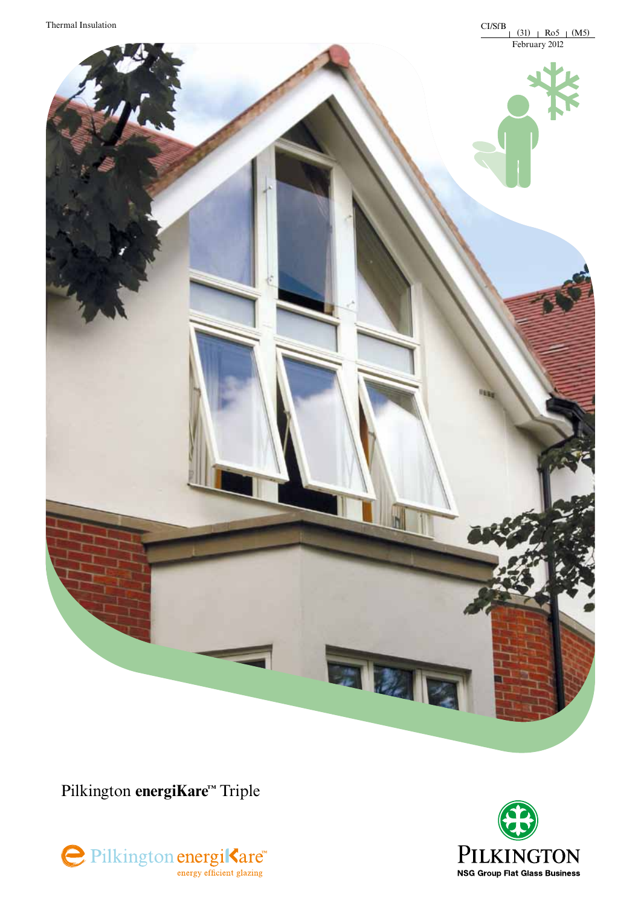Thermal Insulation

CI/SfB | (31) | Ro5 | (M5)

February 2012

# Pilkington **energiKare**™ Triple

Pilkington energiKare™ energy efficient glazing

PILKINGTON
NSG Group Flat Glass Business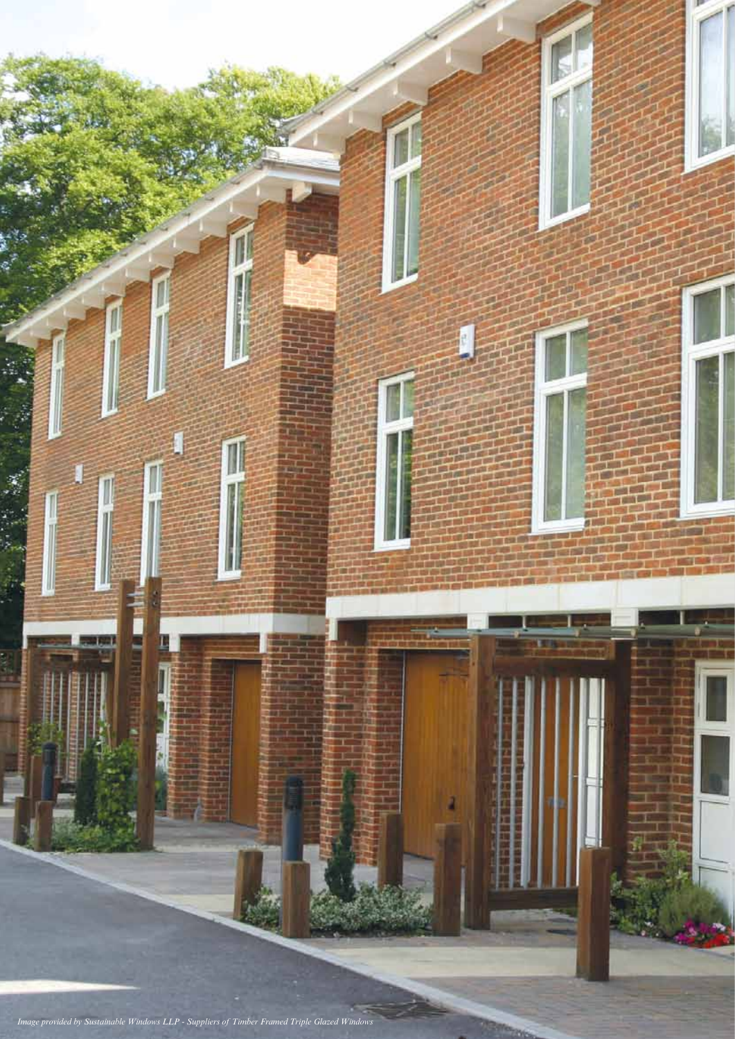*Image provided by Sustainable Windows LLP - Suppliers of Timber Framed Triple Glazed Windows*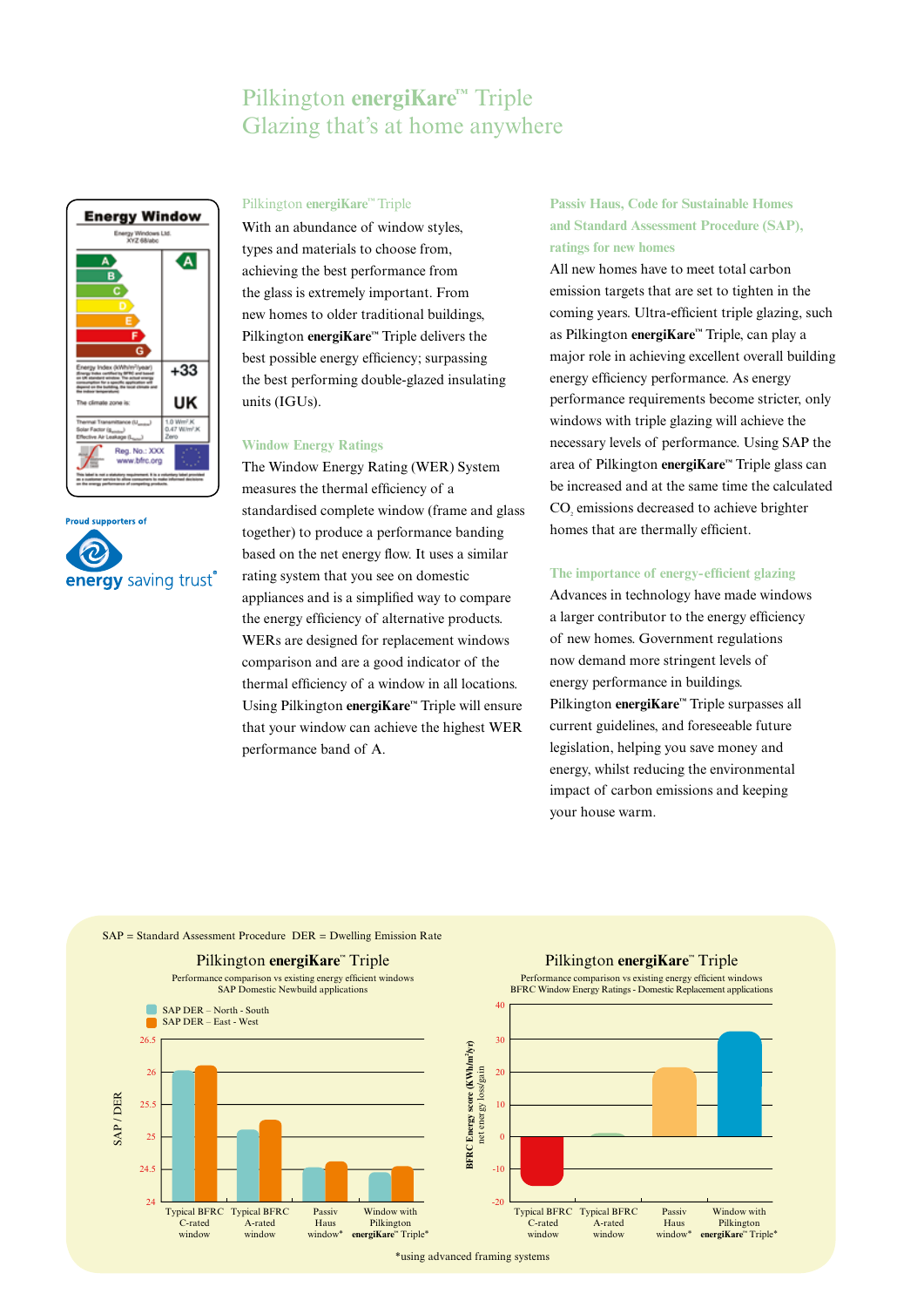# Pilkington **energiKare**™ Triple
# Glazing that's at home anywhere

Energy Window

Energy Windows Ltd.
XYZ 66/abc

A B C D E F G — A

Energy Index (kWh/m²/year) +33

The climate zone is: UK

Thermal Transmittance 1.0 W/m²K
Solar Factor 0.47 W/m²K
Effective Air Leakage Zero

Reg. No.: XXX
www.bfrc.org

Proud supporters of

energy saving trust®

## Pilkington **energiKare**™ Triple

With an abundance of window styles, types and materials to choose from, achieving the best performance from the glass is extremely important. From new homes to older traditional buildings, Pilkington **energiKare**™ Triple delivers the best possible energy efficiency; surpassing the best performing double-glazed insulating units (IGUs).

## Window Energy Ratings

The Window Energy Rating (WER) System measures the thermal efficiency of a standardised complete window (frame and glass together) to produce a performance banding based on the net energy flow. It uses a similar rating system that you see on domestic appliances and is a simplified way to compare the energy efficiency of alternative products. WERs are designed for replacement windows comparison and are a good indicator of the thermal efficiency of a window in all locations. Using Pilkington **energiKare**™ Triple will ensure that your window can achieve the highest WER performance band of A.

## Passiv Haus, Code for Sustainable Homes and Standard Assessment Procedure (SAP), ratings for new homes

All new homes have to meet total carbon emission targets that are set to tighten in the coming years. Ultra-efficient triple glazing, such as Pilkington **energiKare**™ Triple, can play a major role in achieving excellent overall building energy efficiency performance. As energy performance requirements become stricter, only windows with triple glazing will achieve the necessary levels of performance. Using SAP the area of Pilkington **energiKare**™ Triple glass can be increased and at the same time the calculated $CO_2$ emissions decreased to achieve brighter homes that are thermally efficient.

## The importance of energy-efficient glazing

Advances in technology have made windows a larger contributor to the energy efficiency of new homes. Government regulations now demand more stringent levels of energy performance in buildings.

Pilkington **energiKare**™ Triple surpasses all current guidelines, and foreseeable future legislation, helping you save money and energy, whilst reducing the environmental impact of carbon emissions and keeping your house warm.

SAP = Standard Assessment Procedure DER = Dwelling Emission Rate

**Pilkington energiKare™ Triple**
Performance comparison vs existing energy efficient windows
SAP Domestic Newbuild applications

SAP / DER (axis 24–26.5); legend: SAP DER – North - South; SAP DER – East - West

| | SAP DER – North - South | SAP DER – East - West |
|---|---|---|
| Typical BFRC C-rated window | ~26.0 | ~26.1 |
| Typical BFRC A-rated window | ~25.1 | ~25.25 |
| Passiv Haus window* | ~24.5 | ~24.6 |
| Window with Pilkington energiKare™ Triple* | ~24.45 | ~24.55 |

**Pilkington energiKare™ Triple**
Performance comparison vs existing energy efficient windows
BFRC Window Energy Ratings - Domestic Replacement applications

BFRC Energy score (KWh/m²/yr) net energy loss/gain (axis -20–40)

| | BFRC Energy score |
|---|---|
| Typical BFRC C-rated window | ~-15 |
| Typical BFRC A-rated window | ~1 |
| Passiv Haus window* | ~21 |
| Window with Pilkington energiKare™ Triple* | ~32 |

*using advanced framing systems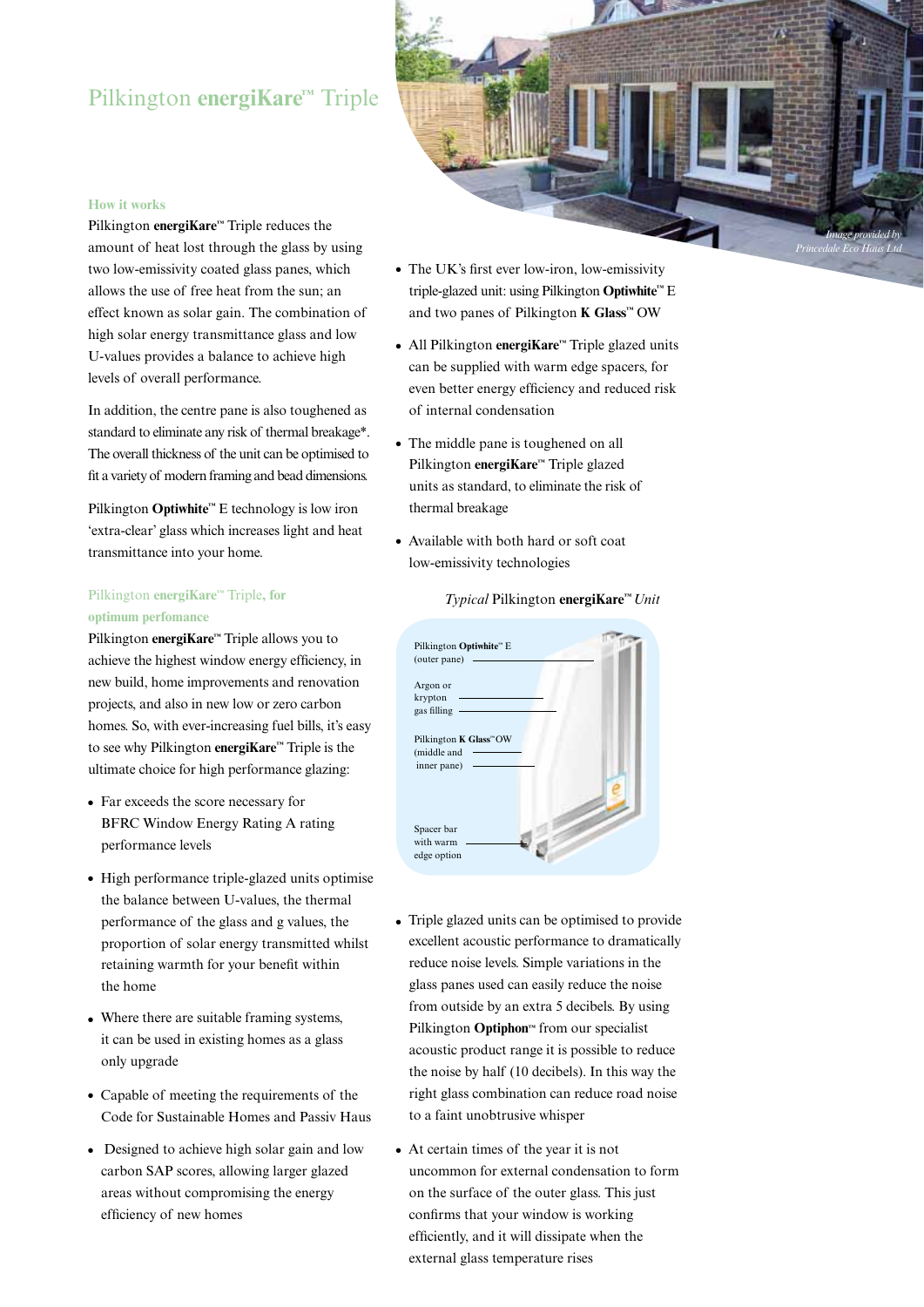# Pilkington **energiKare**™ Triple

Image provided by Princedale Eco Haus Ltd

### How it works

Pilkington **energiKare**™ Triple reduces the amount of heat lost through the glass by using two low-emissivity coated glass panes, which allows the use of free heat from the sun; an effect known as solar gain. The combination of high solar energy transmittance glass and low U-values provides a balance to achieve high levels of overall performance.

In addition, the centre pane is also toughened as standard to eliminate any risk of thermal breakage*. The overall thickness of the unit can be optimised to fit a variety of modern framing and bead dimensions.

Pilkington **Optiwhite**™ E technology is low iron 'extra-clear' glass which increases light and heat transmittance into your home.

### Pilkington **energiKare**™ Triple, for optimum perfomance

Pilkington **energiKare**™ Triple allows you to achieve the highest window energy efficiency, in new build, home improvements and renovation projects, and also in new low or zero carbon homes. So, with ever-increasing fuel bills, it's easy to see why Pilkington **energiKare**™ Triple is the ultimate choice for high performance glazing:

- Far exceeds the score necessary for BFRC Window Energy Rating A rating performance levels
- High performance triple-glazed units optimise the balance between U-values, the thermal performance of the glass and g values, the proportion of solar energy transmitted whilst retaining warmth for your benefit within the home
- Where there are suitable framing systems, it can be used in existing homes as a glass only upgrade
- Capable of meeting the requirements of the Code for Sustainable Homes and Passiv Haus
- Designed to achieve high solar gain and low carbon SAP scores, allowing larger glazed areas without compromising the energy efficiency of new homes
- The UK's first ever low-iron, low-emissivity triple-glazed unit: using Pilkington **Optiwhite**™ E and two panes of Pilkington **K Glass**™ OW
- All Pilkington **energiKare**™ Triple glazed units can be supplied with warm edge spacers, for even better energy efficiency and reduced risk of internal condensation
- The middle pane is toughened on all Pilkington **energiKare**™ Triple glazed units as standard, to eliminate the risk of thermal breakage
- Available with both hard or soft coat low-emissivity technologies

*Typical* Pilkington **energiKare**™ *Unit*

- Pilkington **Optiwhite**™ E (outer pane)
- Argon or krypton gas filling
- Pilkington **K Glass**™ OW (middle and inner pane)
- Spacer bar with warm edge option

- Triple glazed units can be optimised to provide excellent acoustic performance to dramatically reduce noise levels. Simple variations in the glass panes used can easily reduce the noise from outside by an extra 5 decibels. By using Pilkington **Optiphon**™ from our specialist acoustic product range it is possible to reduce the noise by half (10 decibels). In this way the right glass combination can reduce road noise to a faint unobtrusive whisper
- At certain times of the year it is not uncommon for external condensation to form on the surface of the outer glass. This just confirms that your window is working efficiently, and it will dissipate when the external glass temperature rises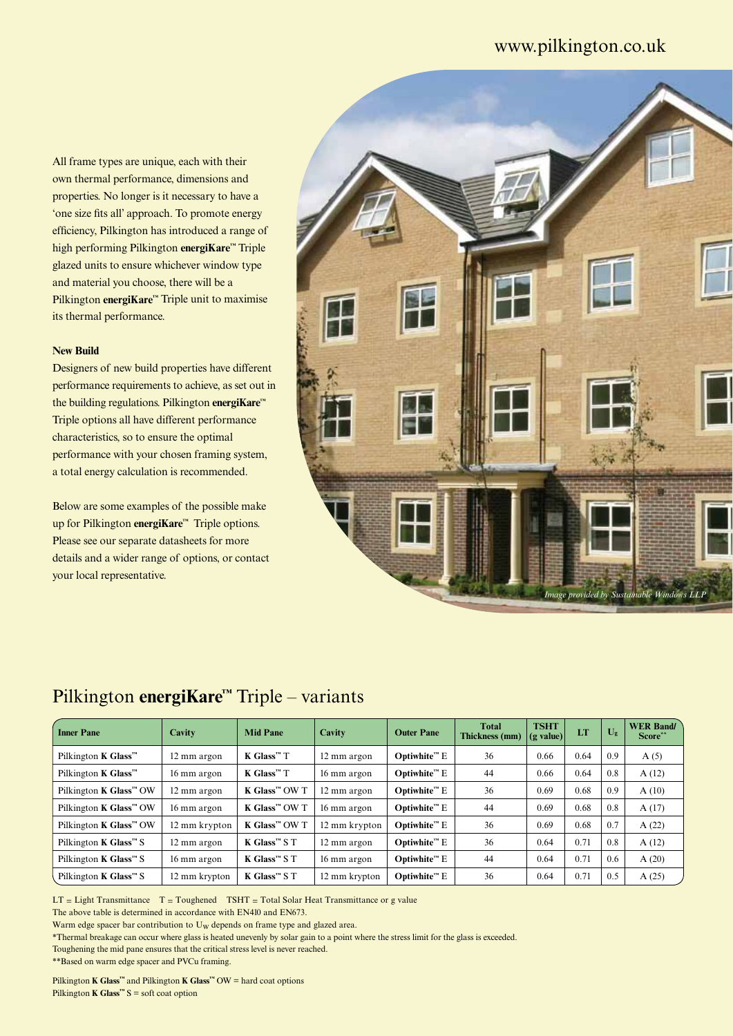All frame types are unique, each with their own thermal performance, dimensions and properties. No longer is it necessary to have a 'one size fits all' approach. To promote energy efficiency, Pilkington has introduced a range of high performing Pilkington **energiKare**™ Triple glazed units to ensure whichever window type and material you choose, there will be a Pilkington **energiKare**™ Triple unit to maximise its thermal performance.

**New Build**

Designers of new build properties have different performance requirements to achieve, as set out in the building regulations. Pilkington **energiKare**™ Triple options all have different performance characteristics, so to ensure the optimal performance with your chosen framing system, a total energy calculation is recommended.

Below are some examples of the possible make up for Pilkington **energiKare**™ Triple options. Please see our separate datasheets for more details and a wider range of options, or contact your local representative.

*Image provided by Sustainable Windows LLP*

## Pilkington **energiKare**™ Triple – variants

| Inner Pane | Cavity | Mid Pane | Cavity | Outer Pane | Total Thickness (mm) | TSHT (g value) | LT | $U_g$ | WER Band/ Score** |
|---|---|---|---|---|---|---|---|---|---|
| Pilkington **K Glass**™ | 12 mm argon | **K Glass**™ T | 12 mm argon | **Optiwhite**™ E | 36 | 0.66 | 0.64 | 0.9 | A (5) |
| Pilkington **K Glass**™ | 16 mm argon | **K Glass**™ T | 16 mm argon | **Optiwhite**™ E | 44 | 0.66 | 0.64 | 0.8 | A (12) |
| Pilkington **K Glass**™ OW | 12 mm argon | **K Glass**™ OW T | 12 mm argon | **Optiwhite**™ E | 36 | 0.69 | 0.68 | 0.9 | A (10) |
| Pilkington **K Glass**™ OW | 16 mm argon | **K Glass**™ OW T | 16 mm argon | **Optiwhite**™ E | 44 | 0.69 | 0.68 | 0.8 | A (17) |
| Pilkington **K Glass**™ OW | 12 mm krypton | **K Glass**™ OW T | 12 mm krypton | **Optiwhite**™ E | 36 | 0.69 | 0.68 | 0.7 | A (22) |
| Pilkington **K Glass**™ S | 12 mm argon | **K Glass**™ S T | 12 mm argon | **Optiwhite**™ E | 36 | 0.64 | 0.71 | 0.8 | A (12) |
| Pilkington **K Glass**™ S | 16 mm argon | **K Glass**™ S T | 16 mm argon | **Optiwhite**™ E | 44 | 0.64 | 0.71 | 0.6 | A (20) |
| Pilkington **K Glass**™ S | 12 mm krypton | **K Glass**™ S T | 12 mm krypton | **Optiwhite**™ E | 36 | 0.64 | 0.71 | 0.5 | A (25) |

LT = Light Transmittance T = Toughened TSHT = Total Solar Heat Transmittance or g value

The above table is determined in accordance with EN410 and EN673.

Warm edge spacer bar contribution to $U_W$ depends on frame type and glazed area.

*Thermal breakage can occur where glass is heated unevenly by solar gain to a point where the stress limit for the glass is exceeded. Toughening the mid pane ensures that the critical stress level is never reached.

**Based on warm edge spacer and PVCu framing.

Pilkington **K Glass**™ and Pilkington **K Glass**™ OW = hard coat options

Pilkington **K Glass**™ S = soft coat option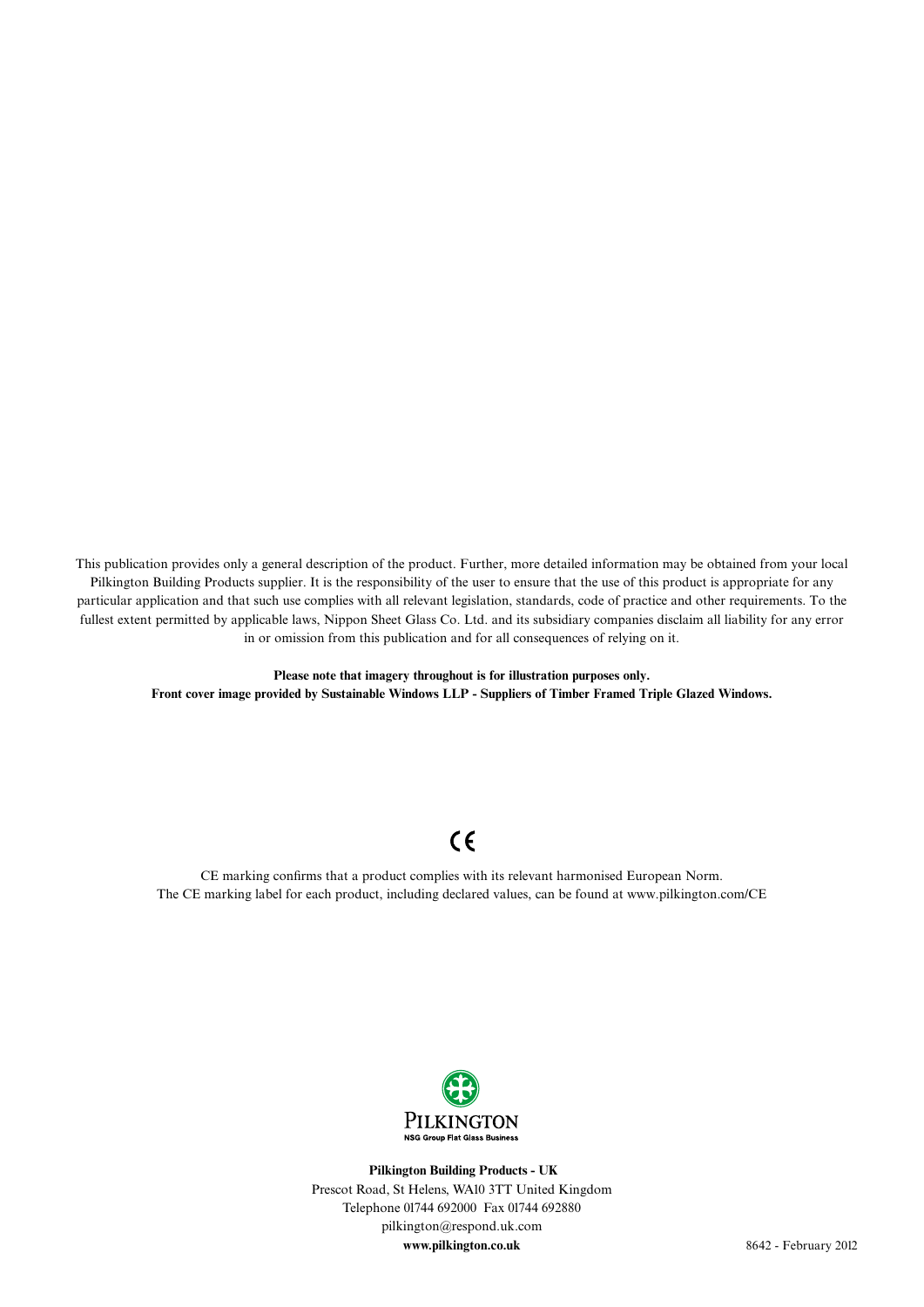This publication provides only a general description of the product. Further, more detailed information may be obtained from your local Pilkington Building Products supplier. It is the responsibility of the user to ensure that the use of this product is appropriate for any particular application and that such use complies with all relevant legislation, standards, code of practice and other requirements. To the fullest extent permitted by applicable laws, Nippon Sheet Glass Co. Ltd. and its subsidiary companies disclaim all liability for any error in or omission from this publication and for all consequences of relying on it.

**Please note that imagery throughout is for illustration purposes only.**
**Front cover image provided by Sustainable Windows LLP - Suppliers of Timber Framed Triple Glazed Windows.**

CE

CE marking confirms that a product complies with its relevant harmonised European Norm.
The CE marking label for each product, including declared values, can be found at www.pilkington.com/CE

PILKINGTON
NSG Group Flat Glass Business

**Pilkington Building Products - UK**
Prescot Road, St Helens, WA10 3TT United Kingdom
Telephone 01744 692000 Fax 01744 692880
pilkington@respond.uk.com
**www.pilkington.co.uk**

8642 - February 2012